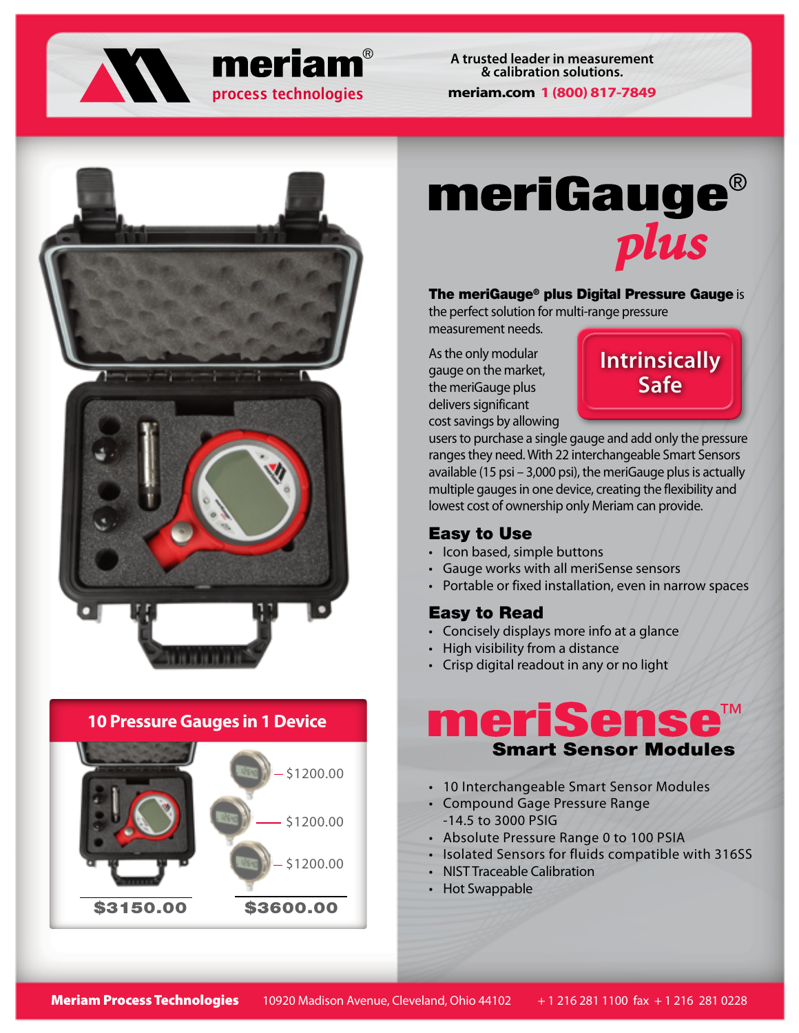# meriam process technologies

A trusted leader in measurement & calibration solutions.

meriam.com **1 (800) 817-7849**

# meriGauge® *plus*

**The meriGauge® plus Digital Pressure Gauge** is the perfect solution for multi-range pressure measurement needs.

**Intrinsically Safe**

As the only modular gauge on the market, the meriGauge plus delivers significant cost savings by allowing users to purchase a single gauge and add only the pressure ranges they need. With 22 interchangeable Smart Sensors available (15 psi – 3,000 psi), the meriGauge plus is actually multiple gauges in one device, creating the flexibility and lowest cost of ownership only Meriam can provide.

## Easy to Use

- Icon based, simple buttons
- Gauge works with all meriSense sensors
- Portable or fixed installation, even in narrow spaces

## Easy to Read

- Concisely displays more info at a glance
- High visibility from a distance
- Crisp digital readout in any or no light

## meriSense™ Smart Sensor Modules

- 10 Interchangeable Smart Sensor Modules
- Compound Gage Pressure Range -14.5 to 3000 PSIG
- Absolute Pressure Range 0 to 100 PSIA
- Isolated Sensors for fluids compatible with 316SS
- NIST Traceable Calibration
- Hot Swappable

## 10 Pressure Gauges in 1 Device

— $1200.00

— $1200.00

— $1200.00

**$3150.00** | **$3600.00**

**Meriam Process Technologies** 10920 Madison Avenue, Cleveland, Ohio 44102 + 1 216 281 1100 fax + 1 216 281 0228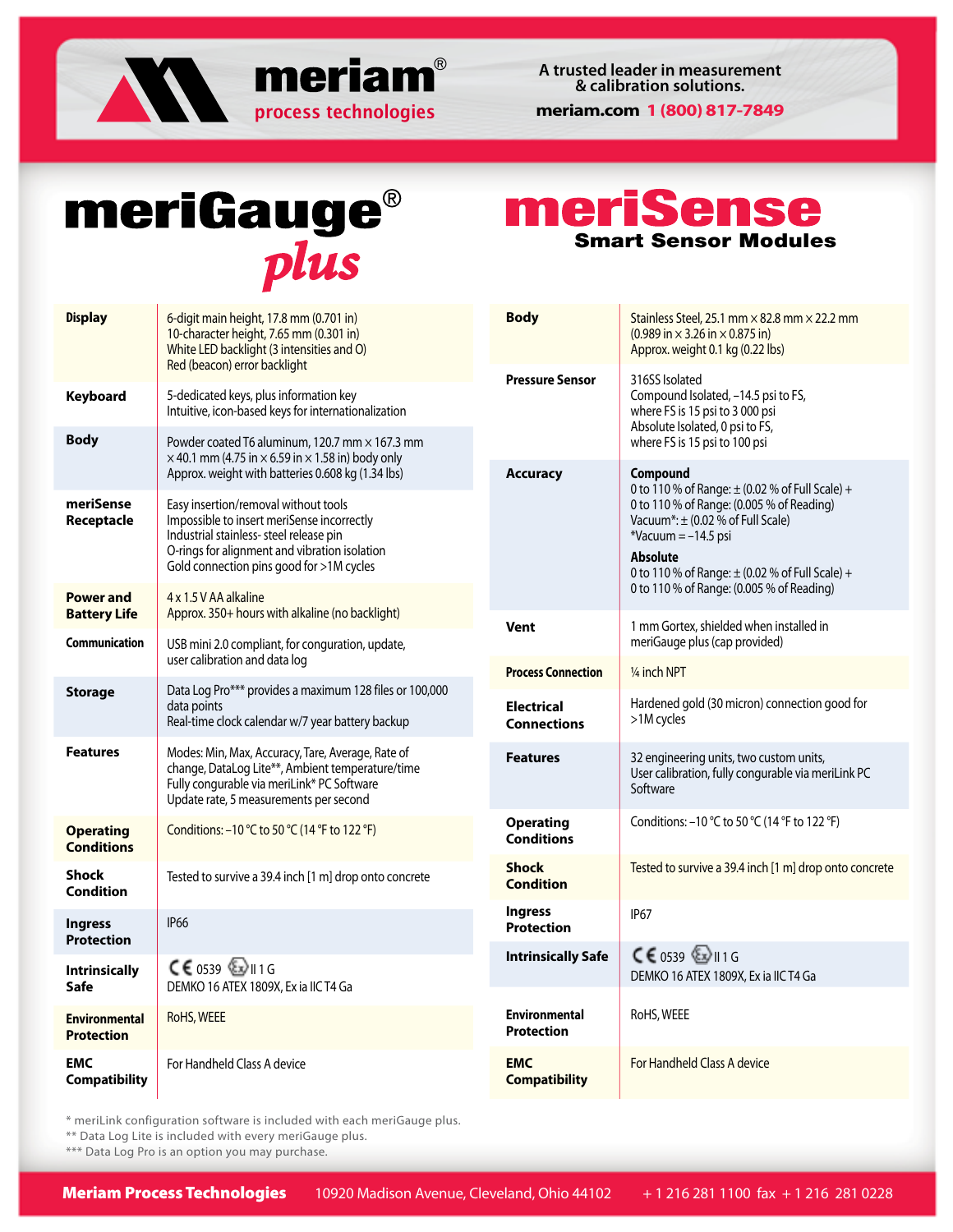**meriam** process technologies

A trusted leader in measurement & calibration solutions.

meriam.com 1 (800) 817-7849

# meriGauge® plus

| | |
|---|---|
| **Display** | 6-digit main height, 17.8 mm (0.701 in)<br>10-character height, 7.65 mm (0.301 in)<br>White LED backlight (3 intensities and O)<br>Red (beacon) error backlight |
| **Keyboard** | 5-dedicated keys, plus information key<br>Intuitive, icon-based keys for internationalization |
| **Body** | Powder coated T6 aluminum, 120.7 mm × 167.3 mm × 40.1 mm (4.75 in × 6.59 in × 1.58 in) body only<br>Approx. weight with batteries 0.608 kg (1.34 lbs) |
| **meriSense Receptacle** | Easy insertion/removal without tools<br>Impossible to insert meriSense incorrectly<br>Industrial stainless- steel release pin<br>O-rings for alignment and vibration isolation<br>Gold connection pins good for >1M cycles |
| **Power and Battery Life** | 4 x 1.5 V AA alkaline<br>Approx. 350+ hours with alkaline (no backlight) |
| **Communication** | USB mini 2.0 compliant, for conguration, update, user calibration and data log |
| **Storage** | Data Log Pro*** provides a maximum 128 files or 100,000 data points<br>Real-time clock calendar w/7 year battery backup |
| **Features** | Modes: Min, Max, Accuracy, Tare, Average, Rate of change, DataLog Lite**, Ambient temperature/time<br>Fully congurable via meriLink* PC Software<br>Update rate, 5 measurements per second |
| **Operating Conditions** | Conditions: –10 °C to 50 °C (14 °F to 122 °F) |
| **Shock Condition** | Tested to survive a 39.4 inch [1 m] drop onto concrete |
| **Ingress Protection** | IP66 |
| **Intrinsically Safe** | CE 0539 Ex II 1 G<br>DEMKO 16 ATEX 1809X, Ex ia IIC T4 Ga |
| **Environmental Protection** | RoHS, WEEE |
| **EMC Compatibility** | For Handheld Class A device |

# meriSense

## Smart Sensor Modules

| | |
|---|---|
| **Body** | Stainless Steel, 25.1 mm × 82.8 mm × 22.2 mm (0.989 in × 3.26 in × 0.875 in)<br>Approx. weight 0.1 kg (0.22 lbs) |
| **Pressure Sensor** | 316SS Isolated<br>Compound Isolated, –14.5 psi to FS, where FS is 15 psi to 3 000 psi<br>Absolute Isolated, 0 psi to FS, where FS is 15 psi to 100 psi |
| **Accuracy** | **Compound**<br>0 to 110 % of Range: ± (0.02 % of Full Scale) +<br>0 to 110 % of Range: (0.005 % of Reading)<br>Vacuum*: ± (0.02 % of Full Scale)<br>*Vacuum = –14.5 psi<br>**Absolute**<br>0 to 110 % of Range: ± (0.02 % of Full Scale) +<br>0 to 110 % of Range: (0.005 % of Reading) |
| **Vent** | 1 mm Gortex, shielded when installed in meriGauge plus (cap provided) |
| **Process Connection** | ¼ inch NPT |
| **Electrical Connections** | Hardened gold (30 micron) connection good for >1M cycles |
| **Features** | 32 engineering units, two custom units, User calibration, fully congurable via meriLink PC Software |
| **Operating Conditions** | Conditions: –10 °C to 50 °C (14 °F to 122 °F) |
| **Shock Condition** | Tested to survive a 39.4 inch [1 m] drop onto concrete |
| **Ingress Protection** | IP67 |
| **Intrinsically Safe** | CE 0539 Ex II 1 G<br>DEMKO 16 ATEX 1809X, Ex ia IIC T4 Ga |
| **Environmental Protection** | RoHS, WEEE |
| **EMC Compatibility** | For Handheld Class A device |

\* meriLink configuration software is included with each meriGauge plus.
** Data Log Lite is included with every meriGauge plus.
*** Data Log Pro is an option you may purchase.

**Meriam Process Technologies** 10920 Madison Avenue, Cleveland, Ohio 44102 + 1 216 281 1100 fax + 1 216 281 0228